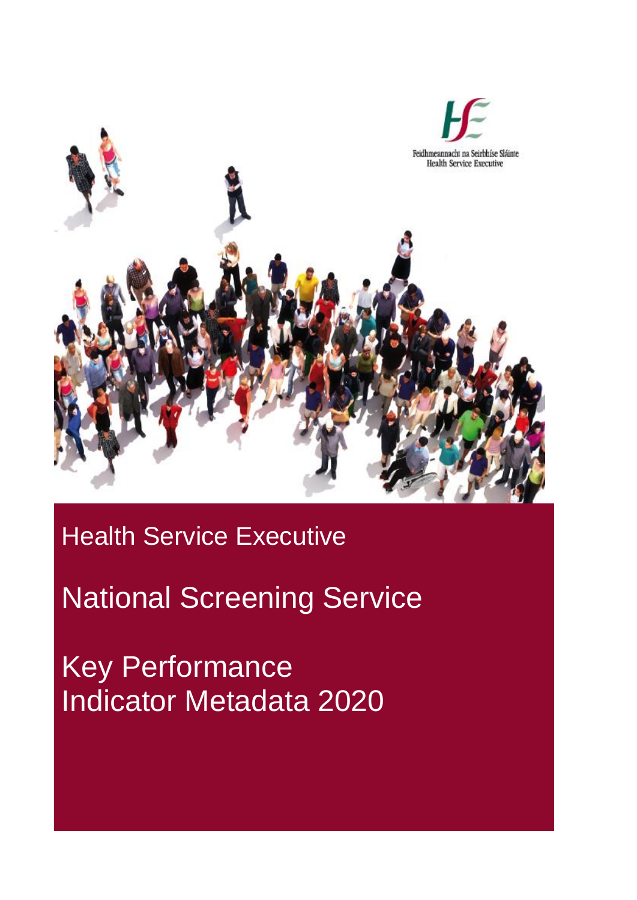Feidhmeannacht na Seirbhíse Sláinte
Health Service Executive

Health Service Executive

# National Screening Service

# Key Performance Indicator Metadata 2020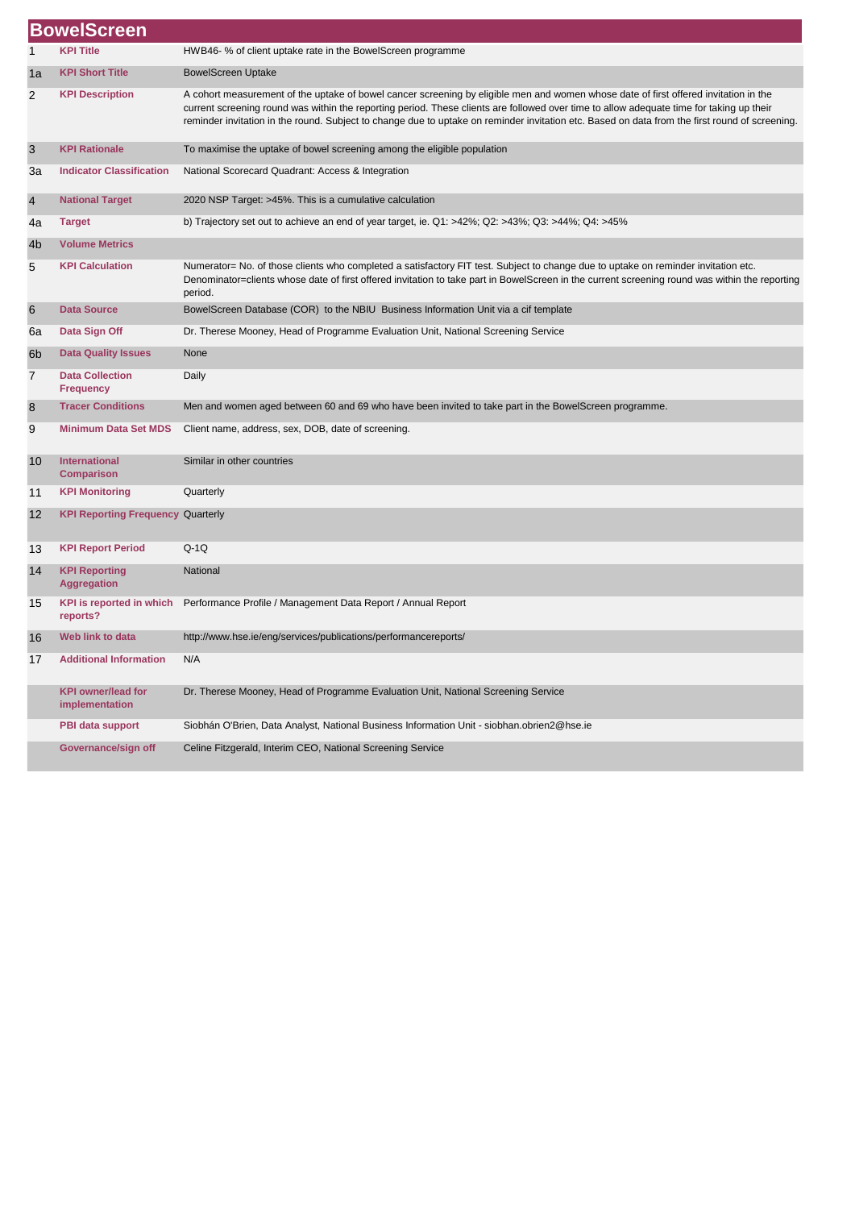# BowelScreen

| | | |
|---|---|---|
| 1 | **KPI Title** | HWB46- % of client uptake rate in the BowelScreen programme |
| 1a | **KPI Short Title** | BowelScreen Uptake |
| 2 | **KPI Description** | A cohort measurement of the uptake of bowel cancer screening by eligible men and women whose date of first offered invitation in the current screening round was within the reporting period. These clients are followed over time to allow adequate time for taking up their reminder invitation in the round. Subject to change due to uptake on reminder invitation etc. Based on data from the first round of screening. |
| 3 | **KPI Rationale** | To maximise the uptake of bowel screening among the eligible population |
| 3a | **Indicator Classification** | National Scorecard Quadrant: Access & Integration |
| 4 | **National Target** | 2020 NSP Target: >45%. This is a cumulative calculation |
| 4a | **Target** | b) Trajectory set out to achieve an end of year target, ie. Q1: >42%; Q2: >43%; Q3: >44%; Q4: >45% |
| 4b | **Volume Metrics** | |
| 5 | **KPI Calculation** | Numerator= No. of those clients who completed a satisfactory FIT test. Subject to change due to uptake on reminder invitation etc. Denominator=clients whose date of first offered invitation to take part in BowelScreen in the current screening round was within the reporting period. |
| 6 | **Data Source** | BowelScreen Database (COR) to the NBIU Business Information Unit via a cif template |
| 6a | **Data Sign Off** | Dr. Therese Mooney, Head of Programme Evaluation Unit, National Screening Service |
| 6b | **Data Quality Issues** | None |
| 7 | **Data Collection Frequency** | Daily |
| 8 | **Tracer Conditions** | Men and women aged between 60 and 69 who have been invited to take part in the BowelScreen programme. |
| 9 | **Minimum Data Set MDS** | Client name, address, sex, DOB, date of screening. |
| 10 | **International Comparison** | Similar in other countries |
| 11 | **KPI Monitoring** | Quarterly |
| 12 | **KPI Reporting Frequency** | Quarterly |
| 13 | **KPI Report Period** | Q-1Q |
| 14 | **KPI Reporting Aggregation** | National |
| 15 | **KPI is reported in which reports?** | Performance Profile / Management Data Report / Annual Report |
| 16 | **Web link to data** | http://www.hse.ie/eng/services/publications/performancereports/ |
| 17 | **Additional Information** | N/A |
| | **KPI owner/lead for implementation** | Dr. Therese Mooney, Head of Programme Evaluation Unit, National Screening Service |
| | **PBI data support** | Siobhán O'Brien, Data Analyst, National Business Information Unit - siobhan.obrien2@hse.ie |
| | **Governance/sign off** | Celine Fitzgerald, Interim CEO, National Screening Service |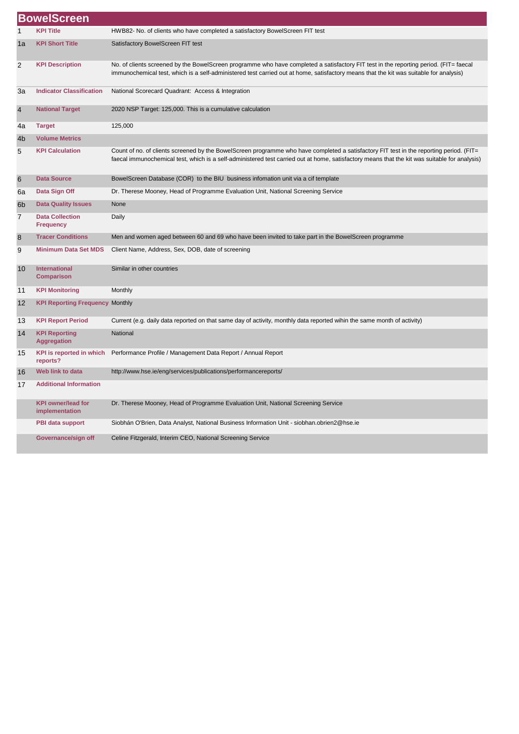# BowelScreen

| | | |
|---|---|---|
| 1 | **KPI Title** | HWB82- No. of clients who have completed a satisfactory BowelScreen FIT test |
| 1a | **KPI Short Title** | Satisfactory BowelScreen FIT test |
| 2 | **KPI Description** | No. of clients screened by the BowelScreen programme who have completed a satisfactory FIT test in the reporting period. (FIT= faecal immunochemical test, which is a self-administered test carried out at home, satisfactory means that the kit was suitable for analysis) |
| 3a | **Indicator Classification** | National Scorecard Quadrant: Access & Integration |
| 4 | **National Target** | 2020 NSP Target: 125,000. This is a cumulative calculation |
| 4a | **Target** | 125,000 |
| 4b | **Volume Metrics** | |
| 5 | **KPI Calculation** | Count of no. of clients screened by the BowelScreen programme who have completed a satisfactory FIT test in the reporting period. (FIT= faecal immunochemical test, which is a self-administered test carried out at home, satisfactory means that the kit was suitable for analysis) |
| 6 | **Data Source** | BowelScreen Database (COR) to the BIU business infomation unit via a cif template |
| 6a | **Data Sign Off** | Dr. Therese Mooney, Head of Programme Evaluation Unit, National Screening Service |
| 6b | **Data Quality Issues** | None |
| 7 | **Data Collection Frequency** | Daily |
| 8 | **Tracer Conditions** | Men and women aged between 60 and 69 who have been invited to take part in the BowelScreen programme |
| 9 | **Minimum Data Set MDS** | Client Name, Address, Sex, DOB, date of screening |
| 10 | **International Comparison** | Similar in other countries |
| 11 | **KPI Monitoring** | Monthly |
| 12 | **KPI Reporting Frequency** | Monthly |
| 13 | **KPI Report Period** | Current (e.g. daily data reported on that same day of activity, monthly data reported wihin the same month of activity) |
| 14 | **KPI Reporting Aggregation** | National |
| 15 | **KPI is reported in which reports?** | Performance Profile / Management Data Report / Annual Report |
| 16 | **Web link to data** | http://www.hse.ie/eng/services/publications/performancereports/ |
| 17 | **Additional Information** | |
| | **KPI owner/lead for implementation** | Dr. Therese Mooney, Head of Programme Evaluation Unit, National Screening Service |
| | **PBI data support** | Siobhán O'Brien, Data Analyst, National Business Information Unit - siobhan.obrien2@hse.ie |
| | **Governance/sign off** | Celine Fitzgerald, Interim CEO, National Screening Service |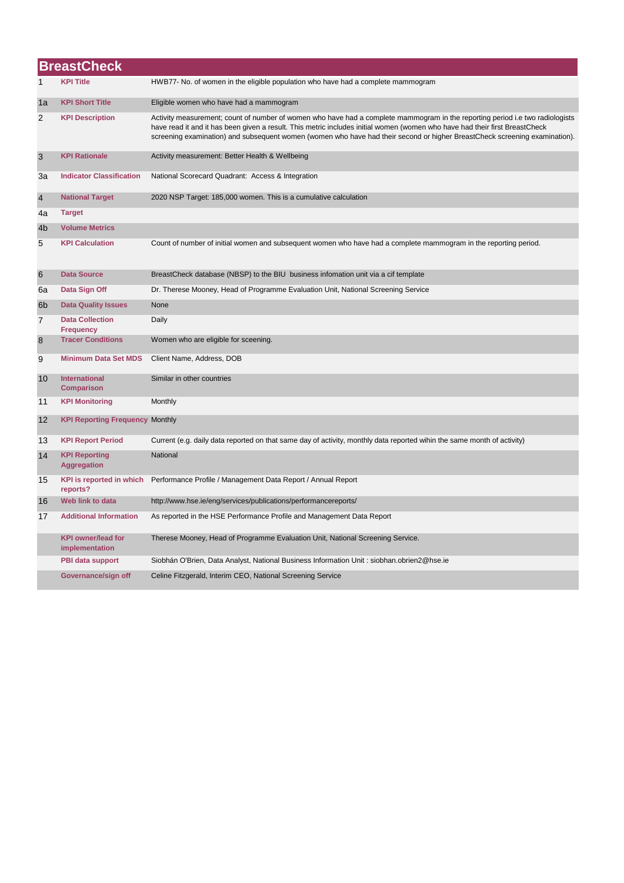# BreastCheck

| | | |
|---|---|---|
| 1 | **KPI Title** | HWB77- No. of women in the eligible population who have had a complete mammogram |
| 1a | **KPI Short Title** | Eligible women who have had a mammogram |
| 2 | **KPI Description** | Activity measurement; count of number of women who have had a complete mammogram in the reporting period i.e two radiologists have read it and it has been given a result. This metric includes initial women (women who have had their first BreastCheck screening examination) and subsequent women (women who have had their second or higher BreastCheck screening examination). |
| 3 | **KPI Rationale** | Activity measurement: Better Health & Wellbeing |
| 3a | **Indicator Classification** | National Scorecard Quadrant: Access & Integration |
| 4 | **National Target** | 2020 NSP Target: 185,000 women. This is a cumulative calculation |
| 4a | **Target** | |
| 4b | **Volume Metrics** | |
| 5 | **KPI Calculation** | Count of number of initial women and subsequent women who have had a complete mammogram in the reporting period. |
| 6 | **Data Source** | BreastCheck database (NBSP) to the BIU business infomation unit via a cif template |
| 6a | **Data Sign Off** | Dr. Therese Mooney, Head of Programme Evaluation Unit, National Screening Service |
| 6b | **Data Quality Issues** | None |
| 7 | **Data Collection Frequency** | Daily |
| 8 | **Tracer Conditions** | Women who are eligible for sceening. |
| 9 | **Minimum Data Set MDS** | Client Name, Address, DOB |
| 10 | **International Comparison** | Similar in other countries |
| 11 | **KPI Monitoring** | Monthly |
| 12 | **KPI Reporting Frequency** | Monthly |
| 13 | **KPI Report Period** | Current (e.g. daily data reported on that same day of activity, monthly data reported wihin the same month of activity) |
| 14 | **KPI Reporting Aggregation** | National |
| 15 | **KPI is reported in which reports?** | Performance Profile / Management Data Report / Annual Report |
| 16 | **Web link to data** | http://www.hse.ie/eng/services/publications/performancereports/ |
| 17 | **Additional Information** | As reported in the HSE Performance Profile and Management Data Report |
| | **KPI owner/lead for implementation** | Therese Mooney, Head of Programme Evaluation Unit, National Screening Service. |
| | **PBI data support** | Siobhán O'Brien, Data Analyst, National Business Information Unit : siobhan.obrien2@hse.ie |
| | **Governance/sign off** | Celine Fitzgerald, Interim CEO, National Screening Service |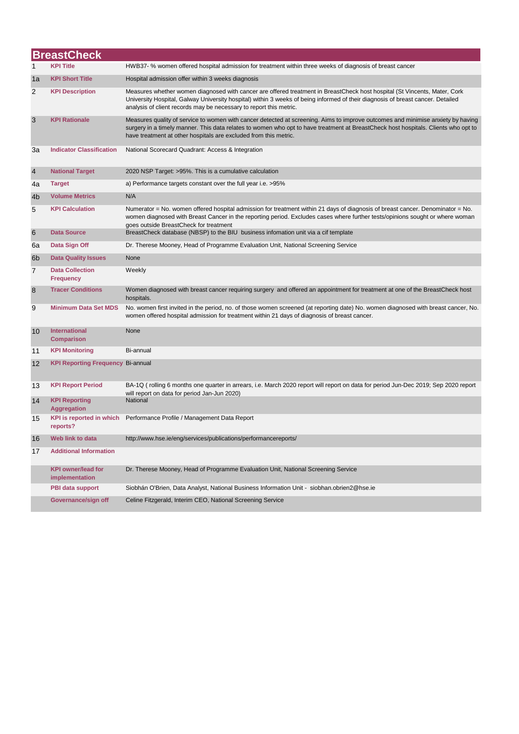# BreastCheck

| | | |
|---|---|---|
| 1 | **KPI Title** | HWB37- % women offered hospital admission for treatment within three weeks of diagnosis of breast cancer |
| 1a | **KPI Short Title** | Hospital admission offer within 3 weeks diagnosis |
| 2 | **KPI Description** | Measures whether women diagnosed with cancer are offered treatment in BreastCheck host hospital (St Vincents, Mater, Cork University Hospital, Galway University hospital) within 3 weeks of being informed of their diagnosis of breast cancer. Detailed analysis of client records may be necessary to report this metric. |
| 3 | **KPI Rationale** | Measures quality of service to women with cancer detected at screening. Aims to improve outcomes and minimise anxiety by having surgery in a timely manner. This data relates to women who opt to have treatment at BreastCheck host hospitals. Clients who opt to have treatment at other hospitals are excluded from this metric. |
| 3a | **Indicator Classification** | National Scorecard Quadrant: Access & Integration |
| 4 | **National Target** | 2020 NSP Target: >95%. This is a cumulative calculation |
| 4a | **Target** | a) Performance targets constant over the full year i.e. >95% |
| 4b | **Volume Metrics** | N/A |
| 5 | **KPI Calculation** | Numerator = No. women offered hospital admission for treatment within 21 days of diagnosis of breast cancer. Denominator = No. women diagnosed with Breast Cancer in the reporting period. Excludes cases where further tests/opinions sought or where woman goes outside BreastCheck for treatment |
| 6 | **Data Source** | BreastCheck database (NBSP) to the BIU business infomation unit via a cif template |
| 6a | **Data Sign Off** | Dr. Therese Mooney, Head of Programme Evaluation Unit, National Screening Service |
| 6b | **Data Quality Issues** | None |
| 7 | **Data Collection Frequency** | Weekly |
| 8 | **Tracer Conditions** | Women diagnosed with breast cancer requiring surgery and offered an appointment for treatment at one of the BreastCheck host hospitals. |
| 9 | **Minimum Data Set MDS** | No. women first invited in the period, no. of those women screened (at reporting date) No. women diagnosed with breast cancer, No. women offered hospital admission for treatment within 21 days of diagnosis of breast cancer. |
| 10 | **International Comparison** | None |
| 11 | **KPI Monitoring** | Bi-annual |
| 12 | **KPI Reporting Frequency** | Bi-annual |
| 13 | **KPI Report Period** | BA-1Q ( rolling 6 months one quarter in arrears, i.e. March 2020 report will report on data for period Jun-Dec 2019; Sep 2020 report will report on data for period Jan-Jun 2020) |
| 14 | **KPI Reporting Aggregation** | National |
| 15 | **KPI is reported in which reports?** | Performance Profile / Management Data Report |
| 16 | **Web link to data** | http://www.hse.ie/eng/services/publications/performancereports/ |
| 17 | **Additional Information** | |
| | **KPI owner/lead for implementation** | Dr. Therese Mooney, Head of Programme Evaluation Unit, National Screening Service |
| | **PBI data support** | Siobhán O'Brien, Data Analyst, National Business Information Unit - siobhan.obrien2@hse.ie |
| | **Governance/sign off** | Celine Fitzgerald, Interim CEO, National Screening Service |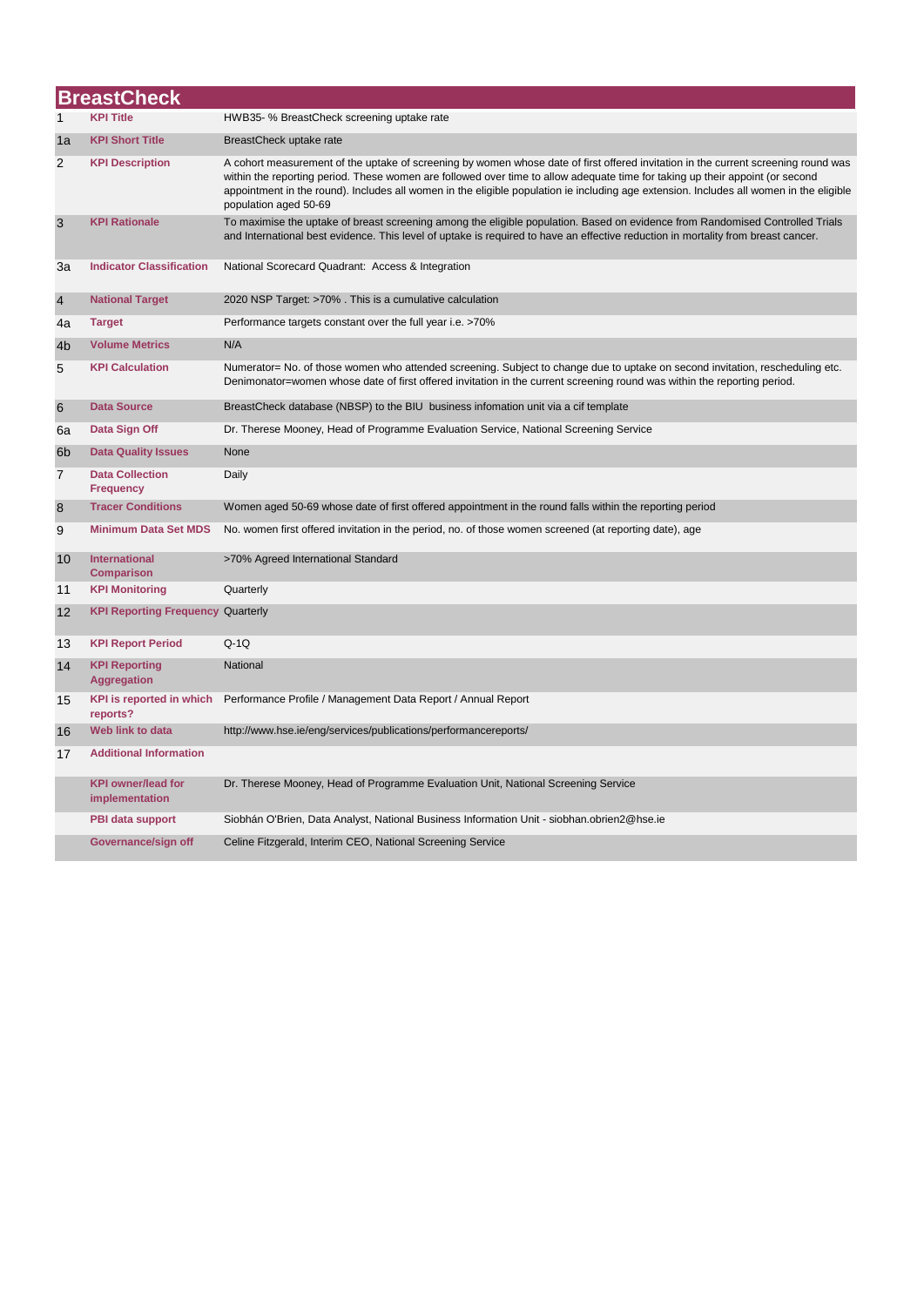# BreastCheck

| | | |
|---|---|---|
| 1 | **KPI Title** | HWB35- % BreastCheck screening uptake rate |
| 1a | **KPI Short Title** | BreastCheck uptake rate |
| 2 | **KPI Description** | A cohort measurement of the uptake of screening by women whose date of first offered invitation in the current screening round was within the reporting period. These women are followed over time to allow adequate time for taking up their appoint (or second appointment in the round). Includes all women in the eligible population ie including age extension. Includes all women in the eligible population aged 50-69 |
| 3 | **KPI Rationale** | To maximise the uptake of breast screening among the eligible population. Based on evidence from Randomised Controlled Trials and International best evidence. This level of uptake is required to have an effective reduction in mortality from breast cancer. |
| 3a | **Indicator Classification** | National Scorecard Quadrant: Access & Integration |
| 4 | **National Target** | 2020 NSP Target: >70% . This is a cumulative calculation |
| 4a | **Target** | Performance targets constant over the full year i.e. >70% |
| 4b | **Volume Metrics** | N/A |
| 5 | **KPI Calculation** | Numerator= No. of those women who attended screening. Subject to change due to uptake on second invitation, rescheduling etc. Denimonator=women whose date of first offered invitation in the current screening round was within the reporting period. |
| 6 | **Data Source** | BreastCheck database (NBSP) to the BIU business infomation unit via a cif template |
| 6a | **Data Sign Off** | Dr. Therese Mooney, Head of Programme Evaluation Service, National Screening Service |
| 6b | **Data Quality Issues** | None |
| 7 | **Data Collection Frequency** | Daily |
| 8 | **Tracer Conditions** | Women aged 50-69 whose date of first offered appointment in the round falls within the reporting period |
| 9 | **Minimum Data Set MDS** | No. women first offered invitation in the period, no. of those women screened (at reporting date), age |
| 10 | **International Comparison** | >70% Agreed International Standard |
| 11 | **KPI Monitoring** | Quarterly |
| 12 | **KPI Reporting Frequency** | Quarterly |
| 13 | **KPI Report Period** | Q-1Q |
| 14 | **KPI Reporting Aggregation** | National |
| 15 | **KPI is reported in which reports?** | Performance Profile / Management Data Report / Annual Report |
| 16 | **Web link to data** | http://www.hse.ie/eng/services/publications/performancereports/ |
| 17 | **Additional Information** | |
| | **KPI owner/lead for implementation** | Dr. Therese Mooney, Head of Programme Evaluation Unit, National Screening Service |
| | **PBI data support** | Siobhán O'Brien, Data Analyst, National Business Information Unit - siobhan.obrien2@hse.ie |
| | **Governance/sign off** | Celine Fitzgerald, Interim CEO, National Screening Service |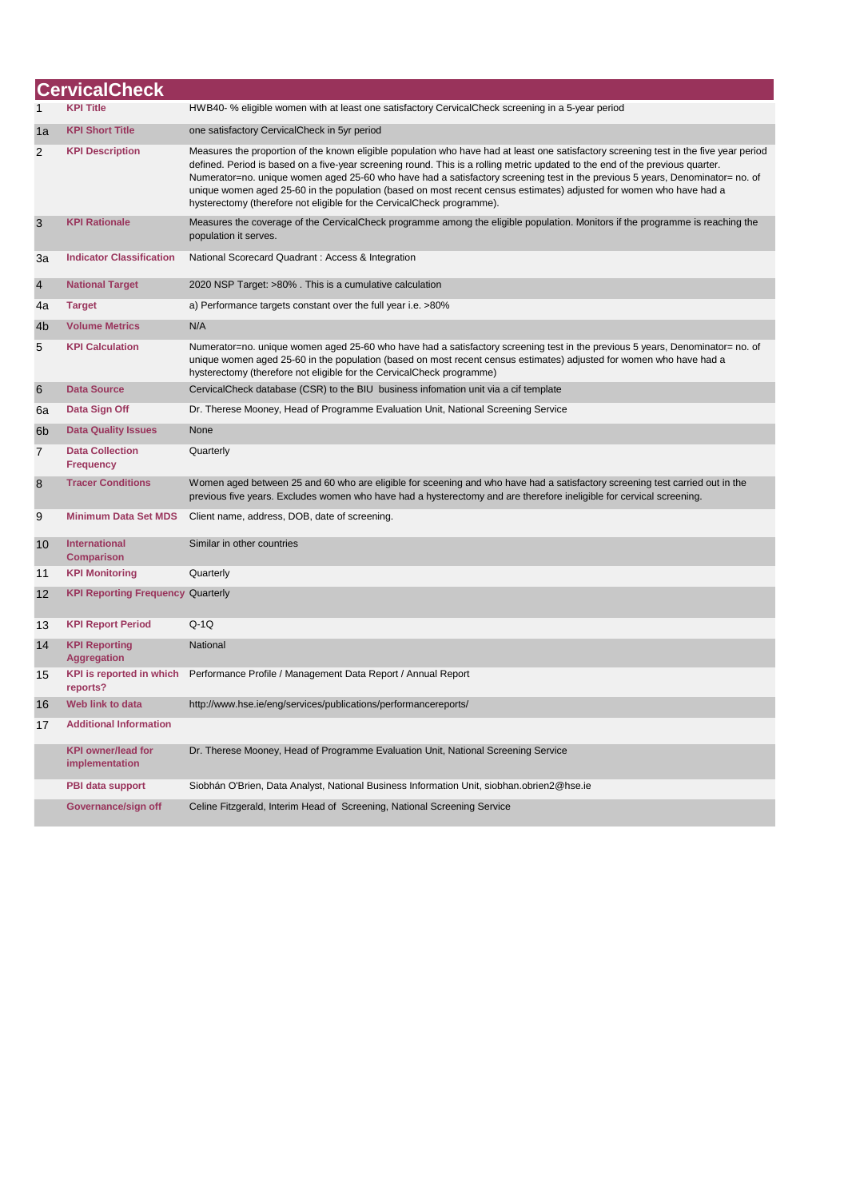## CervicalCheck

| | | |
|---|---|---|
| 1 | **KPI Title** | HWB40- % eligible women with at least one satisfactory CervicalCheck screening in a 5-year period |
| 1a | **KPI Short Title** | one satisfactory CervicalCheck in 5yr period |
| 2 | **KPI Description** | Measures the proportion of the known eligible population who have had at least one satisfactory screening test in the five year period defined. Period is based on a five-year screening round. This is a rolling metric updated to the end of the previous quarter. Numerator=no. unique women aged 25-60 who have had a satisfactory screening test in the previous 5 years, Denominator= no. of unique women aged 25-60 in the population (based on most recent census estimates) adjusted for women who have had a hysterectomy (therefore not eligible for the CervicalCheck programme). |
| 3 | **KPI Rationale** | Measures the coverage of the CervicalCheck programme among the eligible population. Monitors if the programme is reaching the population it serves. |
| 3a | **Indicator Classification** | National Scorecard Quadrant : Access & Integration |
| 4 | **National Target** | 2020 NSP Target: >80% . This is a cumulative calculation |
| 4a | **Target** | a) Performance targets constant over the full year i.e. >80% |
| 4b | **Volume Metrics** | N/A |
| 5 | **KPI Calculation** | Numerator=no. unique women aged 25-60 who have had a satisfactory screening test in the previous 5 years, Denominator= no. of unique women aged 25-60 in the population (based on most recent census estimates) adjusted for women who have had a hysterectomy (therefore not eligible for the CervicalCheck programme) |
| 6 | **Data Source** | CervicalCheck database (CSR) to the BIU business infomation unit via a cif template |
| 6a | **Data Sign Off** | Dr. Therese Mooney, Head of Programme Evaluation Unit, National Screening Service |
| 6b | **Data Quality Issues** | None |
| 7 | **Data Collection Frequency** | Quarterly |
| 8 | **Tracer Conditions** | Women aged between 25 and 60 who are eligible for sceening and who have had a satisfactory screening test carried out in the previous five years. Excludes women who have had a hysterectomy and are therefore ineligible for cervical screening. |
| 9 | **Minimum Data Set MDS** | Client name, address, DOB, date of screening. |
| 10 | **International Comparison** | Similar in other countries |
| 11 | **KPI Monitoring** | Quarterly |
| 12 | **KPI Reporting Frequency** | Quarterly |
| 13 | **KPI Report Period** | Q-1Q |
| 14 | **KPI Reporting Aggregation** | National |
| 15 | **KPI is reported in which reports?** | Performance Profile / Management Data Report / Annual Report |
| 16 | **Web link to data** | http://www.hse.ie/eng/services/publications/performancereports/ |
| 17 | **Additional Information** | |
| | **KPI owner/lead for implementation** | Dr. Therese Mooney, Head of Programme Evaluation Unit, National Screening Service |
| | **PBI data support** | Siobhán O'Brien, Data Analyst, National Business Information Unit, siobhan.obrien2@hse.ie |
| | **Governance/sign off** | Celine Fitzgerald, Interim Head of Screening, National Screening Service |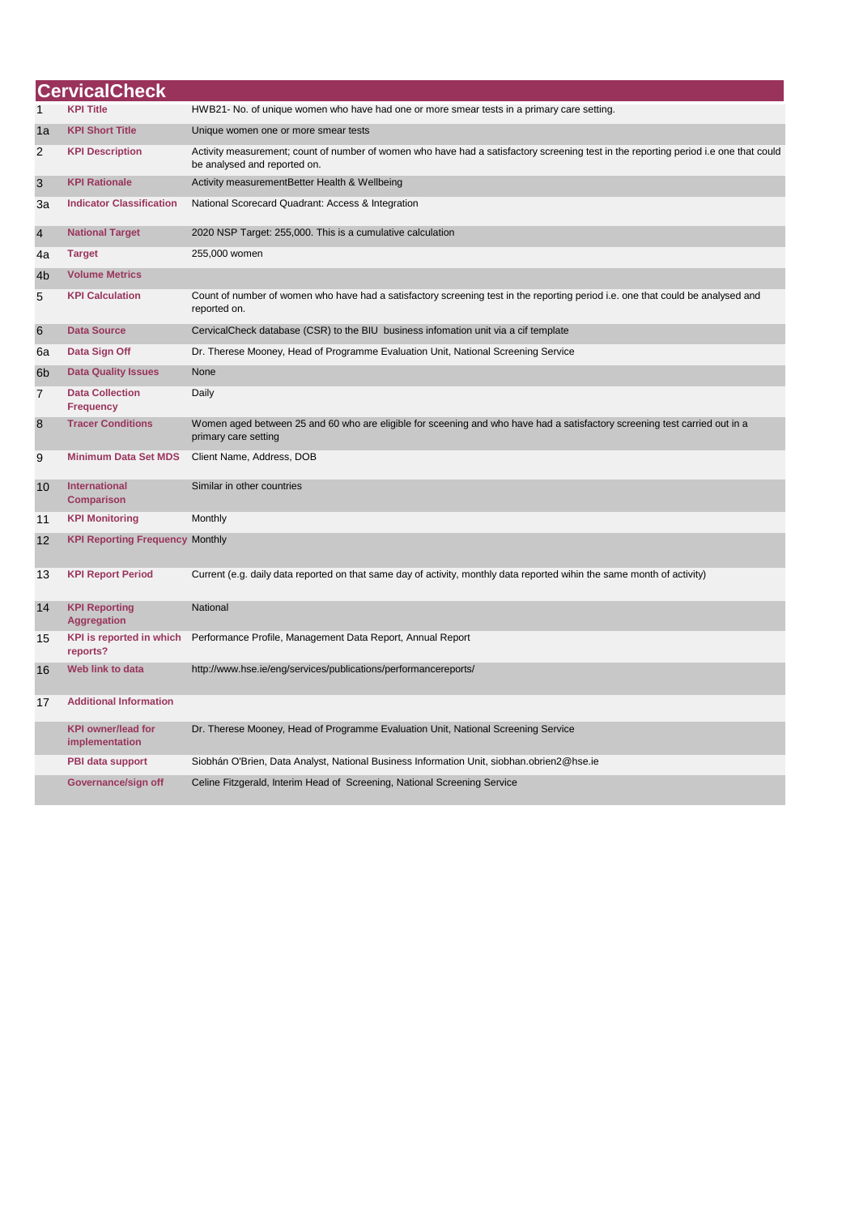## CervicalCheck

| | | |
|---|---|---|
| 1 | **KPI Title** | HWB21- No. of unique women who have had one or more smear tests in a primary care setting. |
| 1a | **KPI Short Title** | Unique women one or more smear tests |
| 2 | **KPI Description** | Activity measurement; count of number of women who have had a satisfactory screening test in the reporting period i.e one that could be analysed and reported on. |
| 3 | **KPI Rationale** | Activity measurementBetter Health & Wellbeing |
| 3a | **Indicator Classification** | National Scorecard Quadrant: Access & Integration |
| 4 | **National Target** | 2020 NSP Target: 255,000. This is a cumulative calculation |
| 4a | **Target** | 255,000 women |
| 4b | **Volume Metrics** | |
| 5 | **KPI Calculation** | Count of number of women who have had a satisfactory screening test in the reporting period i.e. one that could be analysed and reported on. |
| 6 | **Data Source** | CervicalCheck database (CSR) to the BIU business infomation unit via a cif template |
| 6a | **Data Sign Off** | Dr. Therese Mooney, Head of Programme Evaluation Unit, National Screening Service |
| 6b | **Data Quality Issues** | None |
| 7 | **Data Collection Frequency** | Daily |
| 8 | **Tracer Conditions** | Women aged between 25 and 60 who are eligible for sceening and who have had a satisfactory screening test carried out in a primary care setting |
| 9 | **Minimum Data Set MDS** | Client Name, Address, DOB |
| 10 | **International Comparison** | Similar in other countries |
| 11 | **KPI Monitoring** | Monthly |
| 12 | **KPI Reporting Frequency** | Monthly |
| 13 | **KPI Report Period** | Current (e.g. daily data reported on that same day of activity, monthly data reported wihin the same month of activity) |
| 14 | **KPI Reporting Aggregation** | National |
| 15 | **KPI is reported in which reports?** | Performance Profile, Management Data Report, Annual Report |
| 16 | **Web link to data** | http://www.hse.ie/eng/services/publications/performancereports/ |
| 17 | **Additional Information** | |
| | **KPI owner/lead for implementation** | Dr. Therese Mooney, Head of Programme Evaluation Unit, National Screening Service |
| | **PBI data support** | Siobhán O'Brien, Data Analyst, National Business Information Unit, siobhan.obrien2@hse.ie |
| | **Governance/sign off** | Celine Fitzgerald, Interim Head of Screening, National Screening Service |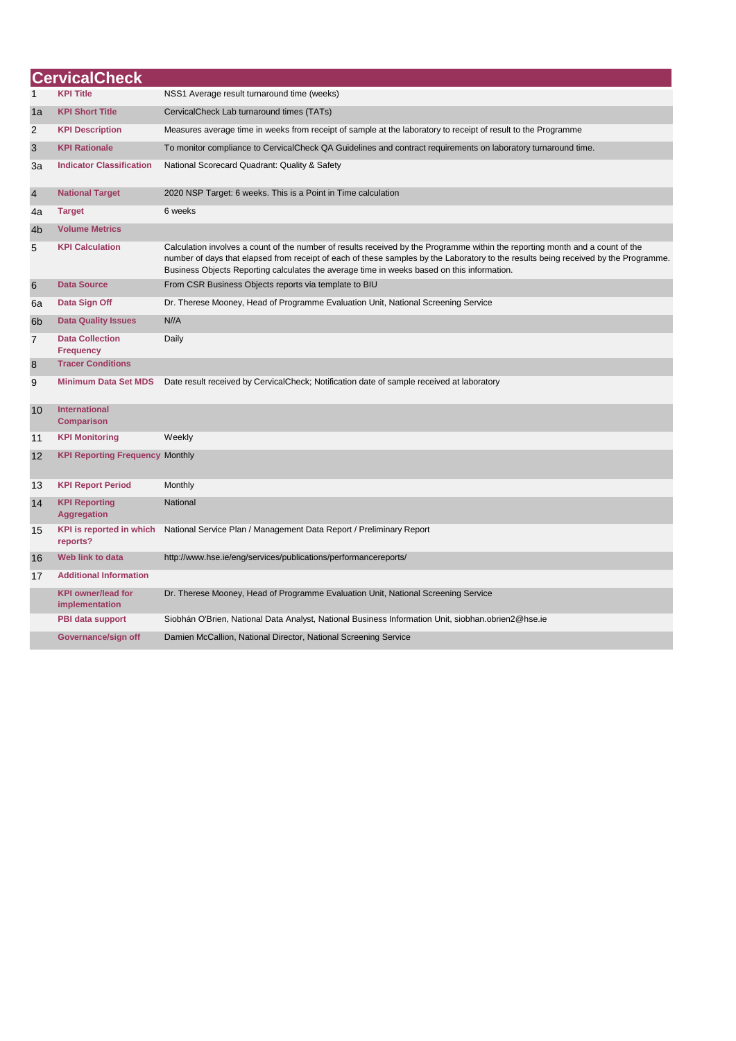## CervicalCheck

| | | |
|---|---|---|
| 1 | **KPI Title** | NSS1 Average result turnaround time (weeks) |
| 1a | **KPI Short Title** | CervicalCheck Lab turnaround times (TATs) |
| 2 | **KPI Description** | Measures average time in weeks from receipt of sample at the laboratory to receipt of result to the Programme |
| 3 | **KPI Rationale** | To monitor compliance to CervicalCheck QA Guidelines and contract requirements on laboratory turnaround time. |
| 3a | **Indicator Classification** | National Scorecard Quadrant: Quality & Safety |
| 4 | **National Target** | 2020 NSP Target: 6 weeks. This is a Point in Time calculation |
| 4a | **Target** | 6 weeks |
| 4b | **Volume Metrics** | |
| 5 | **KPI Calculation** | Calculation involves a count of the number of results received by the Programme within the reporting month and a count of the number of days that elapsed from receipt of each of these samples by the Laboratory to the results being received by the Programme. Business Objects Reporting calculates the average time in weeks based on this information. |
| 6 | **Data Source** | From CSR Business Objects reports via template to BIU |
| 6a | **Data Sign Off** | Dr. Therese Mooney, Head of Programme Evaluation Unit, National Screening Service |
| 6b | **Data Quality Issues** | N//A |
| 7 | **Data Collection Frequency** | Daily |
| 8 | **Tracer Conditions** | |
| 9 | **Minimum Data Set MDS** | Date result received by CervicalCheck; Notification date of sample received at laboratory |
| 10 | **International Comparison** | |
| 11 | **KPI Monitoring** | Weekly |
| 12 | **KPI Reporting Frequency** | Monthly |
| 13 | **KPI Report Period** | Monthly |
| 14 | **KPI Reporting Aggregation** | National |
| 15 | **KPI is reported in which reports?** | National Service Plan / Management Data Report / Preliminary Report |
| 16 | **Web link to data** | http://www.hse.ie/eng/services/publications/performancereports/ |
| 17 | **Additional Information** | |
| | **KPI owner/lead for implementation** | Dr. Therese Mooney, Head of Programme Evaluation Unit, National Screening Service |
| | **PBI data support** | Siobhán O'Brien, National Data Analyst, National Business Information Unit, siobhan.obrien2@hse.ie |
| | **Governance/sign off** | Damien McCallion, National Director, National Screening Service |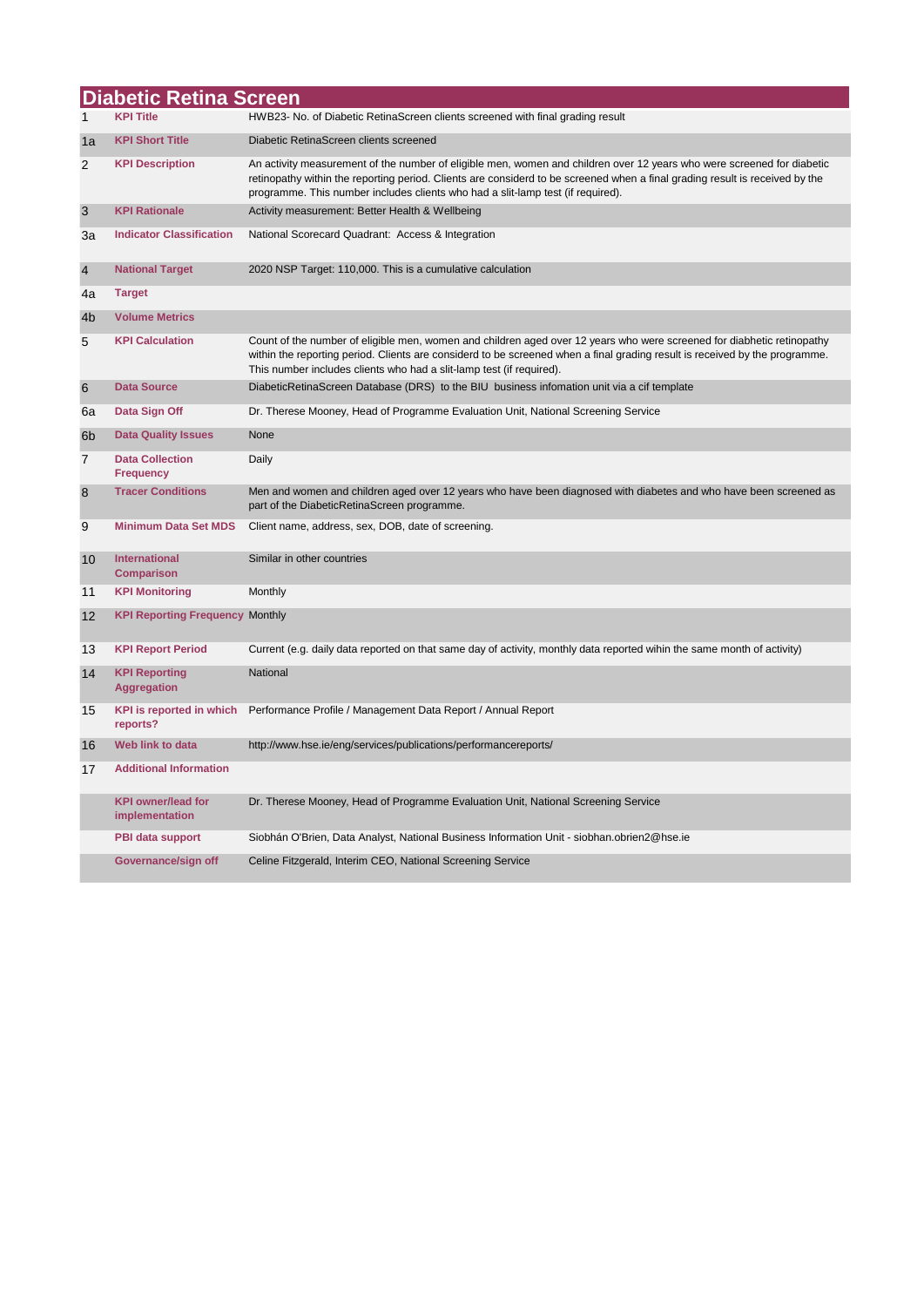## Diabetic Retina Screen

| | | |
|---|---|---|
| 1 | **KPI Title** | HWB23- No. of Diabetic RetinaScreen clients screened with final grading result |
| 1a | **KPI Short Title** | Diabetic RetinaScreen clients screened |
| 2 | **KPI Description** | An activity measurement of the number of eligible men, women and children over 12 years who were screened for diabetic retinopathy within the reporting period. Clients are considerd to be screened when a final grading result is received by the programme. This number includes clients who had a slit-lamp test (if required). |
| 3 | **KPI Rationale** | Activity measurement: Better Health & Wellbeing |
| 3a | **Indicator Classification** | National Scorecard Quadrant: Access & Integration |
| 4 | **National Target** | 2020 NSP Target: 110,000. This is a cumulative calculation |
| 4a | **Target** | |
| 4b | **Volume Metrics** | |
| 5 | **KPI Calculation** | Count of the number of eligible men, women and children aged over 12 years who were screened for diabetic retinopathy within the reporting period. Clients are considerd to be screened when a final grading result is received by the programme. This number includes clients who had a slit-lamp test (if required). |
| 6 | **Data Source** | DiabeticRetinaScreen Database (DRS) to the BIU business infomation unit via a cif template |
| 6a | **Data Sign Off** | Dr. Therese Mooney, Head of Programme Evaluation Unit, National Screening Service |
| 6b | **Data Quality Issues** | None |
| 7 | **Data Collection Frequency** | Daily |
| 8 | **Tracer Conditions** | Men and women and children aged over 12 years who have been diagnosed with diabetes and who have been screened as part of the DiabeticRetinaScreen programme. |
| 9 | **Minimum Data Set MDS** | Client name, address, sex, DOB, date of screening. |
| 10 | **International Comparison** | Similar in other countries |
| 11 | **KPI Monitoring** | Monthly |
| 12 | **KPI Reporting Frequency** | Monthly |
| 13 | **KPI Report Period** | Current (e.g. daily data reported on that same day of activity, monthly data reported wihin the same month of activity) |
| 14 | **KPI Reporting Aggregation** | National |
| 15 | **KPI is reported in which reports?** | Performance Profile / Management Data Report / Annual Report |
| 16 | **Web link to data** | http://www.hse.ie/eng/services/publications/performancereports/ |
| 17 | **Additional Information** | |
| | **KPI owner/lead for implementation** | Dr. Therese Mooney, Head of Programme Evaluation Unit, National Screening Service |
| | **PBI data support** | Siobhán O'Brien, Data Analyst, National Business Information Unit - siobhan.obrien2@hse.ie |
| | **Governance/sign off** | Celine Fitzgerald, Interim CEO, National Screening Service |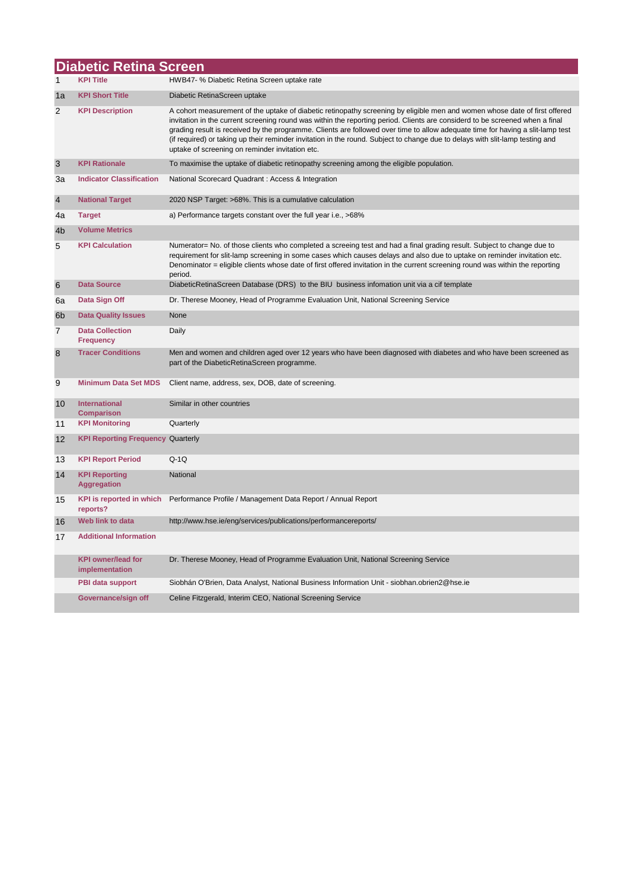## Diabetic Retina Screen

| | | |
|---|---|---|
| 1 | **KPI Title** | HWB47- % Diabetic Retina Screen uptake rate |
| 1a | **KPI Short Title** | Diabetic RetinaScreen uptake |
| 2 | **KPI Description** | A cohort measurement of the uptake of diabetic retinopathy screening by eligible men and women whose date of first offered invitation in the current screening round was within the reporting period. Clients are considerd to be screened when a final grading result is received by the programme. Clients are followed over time to allow adequate time for having a slit-lamp test (if required) or taking up their reminder invitation in the round. Subject to change due to delays with slit-lamp testing and uptake of screening on reminder invitation etc. |
| 3 | **KPI Rationale** | To maximise the uptake of diabetic retinopathy screening among the eligible population. |
| 3a | **Indicator Classification** | National Scorecard Quadrant : Access & Integration |
| 4 | **National Target** | 2020 NSP Target: >68%. This is a cumulative calculation |
| 4a | **Target** | a) Performance targets constant over the full year i.e., >68% |
| 4b | **Volume Metrics** | |
| 5 | **KPI Calculation** | Numerator= No. of those clients who completed a screeing test and had a final grading result. Subject to change due to requirement for slit-lamp screening in some cases which causes delays and also due to uptake on reminder invitation etc. Denominator = eligible clients whose date of first offered invitation in the current screening round was within the reporting period. |
| 6 | **Data Source** | DiabeticRetinaScreen Database (DRS) to the BIU business infomation unit via a cif template |
| 6a | **Data Sign Off** | Dr. Therese Mooney, Head of Programme Evaluation Unit, National Screening Service |
| 6b | **Data Quality Issues** | None |
| 7 | **Data Collection Frequency** | Daily |
| 8 | **Tracer Conditions** | Men and women and children aged over 12 years who have been diagnosed with diabetes and who have been screened as part of the DiabeticRetinaScreen programme. |
| 9 | **Minimum Data Set MDS** | Client name, address, sex, DOB, date of screening. |
| 10 | **International Comparison** | Similar in other countries |
| 11 | **KPI Monitoring** | Quarterly |
| 12 | **KPI Reporting Frequency** | Quarterly |
| 13 | **KPI Report Period** | Q-1Q |
| 14 | **KPI Reporting Aggregation** | National |
| 15 | **KPI is reported in which reports?** | Performance Profile / Management Data Report / Annual Report |
| 16 | **Web link to data** | http://www.hse.ie/eng/services/publications/performancereports/ |
| 17 | **Additional Information** | |
| | **KPI owner/lead for implementation** | Dr. Therese Mooney, Head of Programme Evaluation Unit, National Screening Service |
| | **PBI data support** | Siobhán O'Brien, Data Analyst, National Business Information Unit - siobhan.obrien2@hse.ie |
| | **Governance/sign off** | Celine Fitzgerald, Interim CEO, National Screening Service |